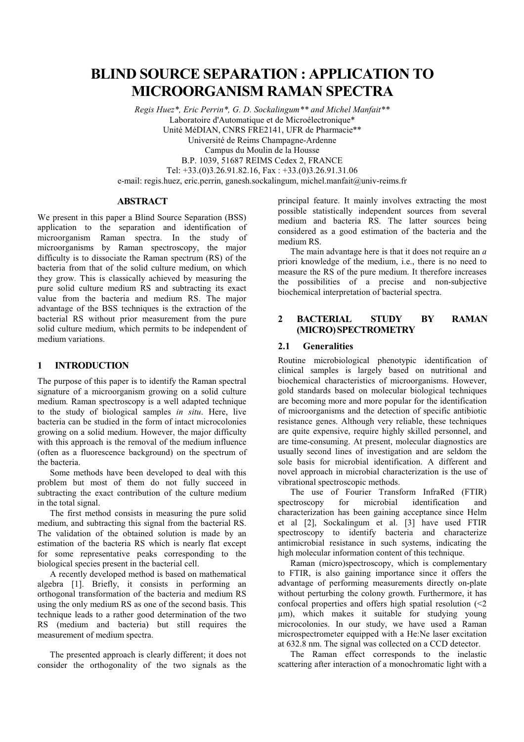# BLIND SOURCE SEPARATION : APPLICATION TO MICROORGANISM RAMAN SPECTRA

*Regis Huez\*, Eric Perrin\*, G. D. Sockalingum\*\* and Michel Manfait\*\**

Laboratoire d'Automatique et de Microélectronique\*
Unité MéDIAN, CNRS FRE2141, UFR de Pharmacie\*\*
Université de Reims Champagne-Ardenne
Campus du Moulin de la Housse
B.P. 1039, 51687 REIMS Cedex 2, FRANCE
Tel: +33.(0)3.26.91.82.16, Fax : +33.(0)3.26.91.31.06
e-mail: regis.huez, eric.perrin, ganesh.sockalingum, michel.manfait@univ-reims.fr

## ABSTRACT

We present in this paper a Blind Source Separation (BSS) application to the separation and identification of microorganism Raman spectra. In the study of microorganisms by Raman spectroscopy, the major difficulty is to dissociate the Raman spectrum (RS) of the bacteria from that of the solid culture medium, on which they grow. This is classically achieved by measuring the pure solid culture medium RS and subtracting its exact value from the bacteria and medium RS. The major advantage of the BSS techniques is the extraction of the bacterial RS without prior measurement from the pure solid culture medium, which permits to be independent of medium variations.

## 1 INTRODUCTION

The purpose of this paper is to identify the Raman spectral signature of a microorganism growing on a solid culture medium. Raman spectroscopy is a well adapted technique to the study of biological samples *in situ*. Here, live bacteria can be studied in the form of intact microcolonies growing on a solid medium. However, the major difficulty with this approach is the removal of the medium influence (often as a fluorescence background) on the spectrum of the bacteria.

Some methods have been developed to deal with this problem but most of them do not fully succeed in subtracting the exact contribution of the culture medium in the total signal.

The first method consists in measuring the pure solid medium, and subtracting this signal from the bacterial RS. The validation of the obtained solution is made by an estimation of the bacteria RS which is nearly flat except for some representative peaks corresponding to the biological species present in the bacterial cell.

A recently developed method is based on mathematical algebra [1]. Briefly, it consists in performing an orthogonal transformation of the bacteria and medium RS using the only medium RS as one of the second basis. This technique leads to a rather good determination of the two RS (medium and bacteria) but still requires the measurement of medium spectra.

The presented approach is clearly different; it does not consider the orthogonality of the two signals as the principal feature. It mainly involves extracting the most possible statistically independent sources from several medium and bacteria RS. The latter sources being considered as a good estimation of the bacteria and the medium RS.

The main advantage here is that it does not require an *a priori* knowledge of the medium, i.e., there is no need to measure the RS of the pure medium. It therefore increases the possibilities of a precise and non-subjective biochemical interpretation of bacterial spectra.

## 2 BACTERIAL STUDY BY RAMAN (MICRO) SPECTROMETRY

### 2.1 Generalities

Routine microbiological phenotypic identification of clinical samples is largely based on nutritional and biochemical characteristics of microorganisms. However, gold standards based on molecular biological techniques are becoming more and more popular for the identification of microorganisms and the detection of specific antibiotic resistance genes. Although very reliable, these techniques are quite expensive, require highly skilled personnel, and are time-consuming. At present, molecular diagnostics are usually second lines of investigation and are seldom the sole basis for microbial identification. A different and novel approach in microbial characterization is the use of vibrational spectroscopic methods.

The use of Fourier Transform InfraRed (FTIR) spectroscopy for microbial identification and characterization has been gaining acceptance since Helm et al [2], Sockalingum et al. [3] have used FTIR spectroscopy to identify bacteria and characterize antimicrobial resistance in such systems, indicating the high molecular information content of this technique.

Raman (micro)spectroscopy, which is complementary to FTIR, is also gaining importance since it offers the advantage of performing measurements directly on-plate without perturbing the colony growth. Furthermore, it has confocal properties and offers high spatial resolution (<2 µm), which makes it suitable for studying young microcolonies. In our study, we have used a Raman microspectrometer equipped with a He:Ne laser excitation at 632.8 nm. The signal was collected on a CCD detector.

The Raman effect corresponds to the inelastic scattering after interaction of a monochromatic light with a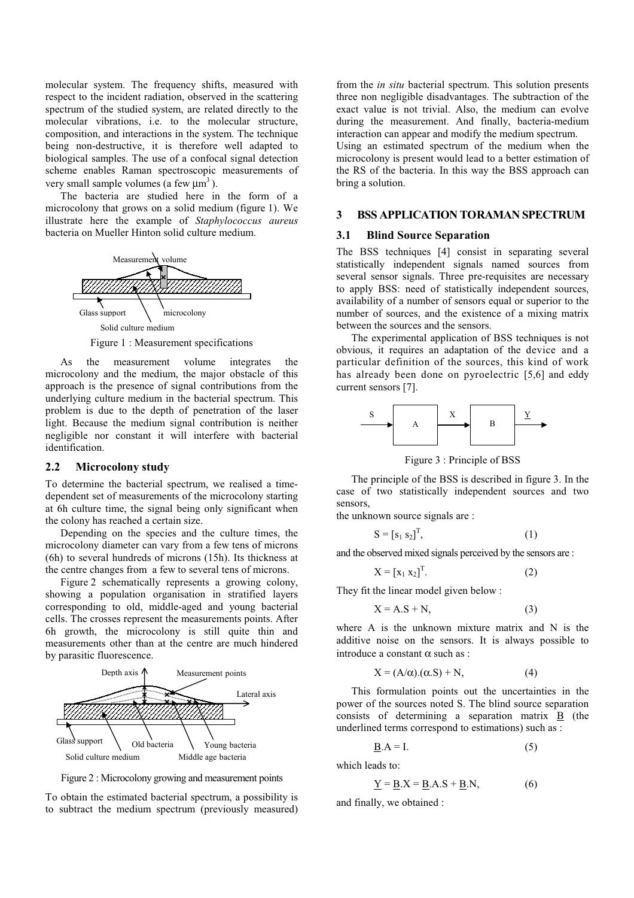molecular system. The frequency shifts, measured with respect to the incident radiation, observed in the scattering spectrum of the studied system, are related directly to the molecular vibrations, i.e. to the molecular structure, composition, and interactions in the system. The technique being non-destructive, it is therefore well adapted to biological samples. The use of a confocal signal detection scheme enables Raman spectroscopic measurements of very small sample volumes (a few $\mu m^3$ ).

The bacteria are studied here in the form of a microcolony that grows on a solid medium (figure 1). We illustrate here the example of *Staphylococcus aureus* bacteria on Mueller Hinton solid culture medium.

Figure 1 : Measurement specifications

As the measurement volume integrates the microcolony and the medium, the major obstacle of this approach is the presence of signal contributions from the underlying culture medium in the bacterial spectrum. This problem is due to the depth of penetration of the laser light. Because the medium signal contribution is neither negligible nor constant it will interfere with bacterial identification.

## 2.2 Microcolony study

To determine the bacterial spectrum, we realised a time-dependent set of measurements of the microcolony starting at 6h culture time, the signal being only significant when the colony has reached a certain size.

Depending on the species and the culture times, the microcolony diameter can vary from a few tens of microns (6h) to several hundreds of microns (15h). Its thickness at the centre changes from a few to several tens of microns.

Figure 2 schematically represents a growing colony, showing a population organisation in stratified layers corresponding to old, middle-aged and young bacterial cells. The crosses represent the measurements points. After 6h growth, the microcolony is still quite thin and measurements other than at the centre are much hindered by parasitic fluorescence.

Figure 2 : Microcolony growing and measurement points

To obtain the estimated bacterial spectrum, a possibility is to subtract the medium spectrum (previously measured) from the *in situ* bacterial spectrum. This solution presents three non negligible disadvantages. The subtraction of the exact value is not trivial. Also, the medium can evolve during the measurement. And finally, bacteria-medium interaction can appear and modify the medium spectrum.
Using an estimated spectrum of the medium when the microcolony is present would lead to a better estimation of the RS of the bacteria. In this way the BSS approach can bring a solution.

# 3 BSS APPLICATION TORAMAN SPECTRUM

## 3.1 Blind Source Separation

The BSS techniques [4] consist in separating several statistically independent signals named sources from several sensor signals. Three pre-requisites are necessary to apply BSS: need of statistically independent sources, availability of a number of sensors equal or superior to the number of sources, and the existence of a mixing matrix between the sources and the sensors.

The experimental application of BSS techniques is not obvious, it requires an adaptation of the device and a particular definition of the sources, this kind of work has already been done on pyroelectric [5,6] and eddy current sensors [7].

Figure 3 : Principle of BSS

The principle of the BSS is described in figure 3. In the case of two statistically independent sources and two sensors,
the unknown source signals are :

$$S = [s_1\ s_2]^T, \tag{1}$$

and the observed mixed signals perceived by the sensors are :

$$X = [x_1\ x_2]^T. \tag{2}$$

They fit the linear model given below :

$$X = A.S + N, \tag{3}$$

where A is the unknown mixture matrix and N is the additive noise on the sensors. It is always possible to introduce a constant $\alpha$ such as :

$$X = (A/\alpha).(\alpha.S) + N, \tag{4}$$

This formulation points out the uncertainties in the power of the sources noted S. The blind source separation consists of determining a separation matrix $\underline{B}$ (the underlined terms correspond to estimations) such as :

$$\underline{B}.A = I. \tag{5}$$

which leads to:

$$\underline{Y} = \underline{B}.X = \underline{B}.A.S + \underline{B}.N, \tag{6}$$

and finally, we obtained :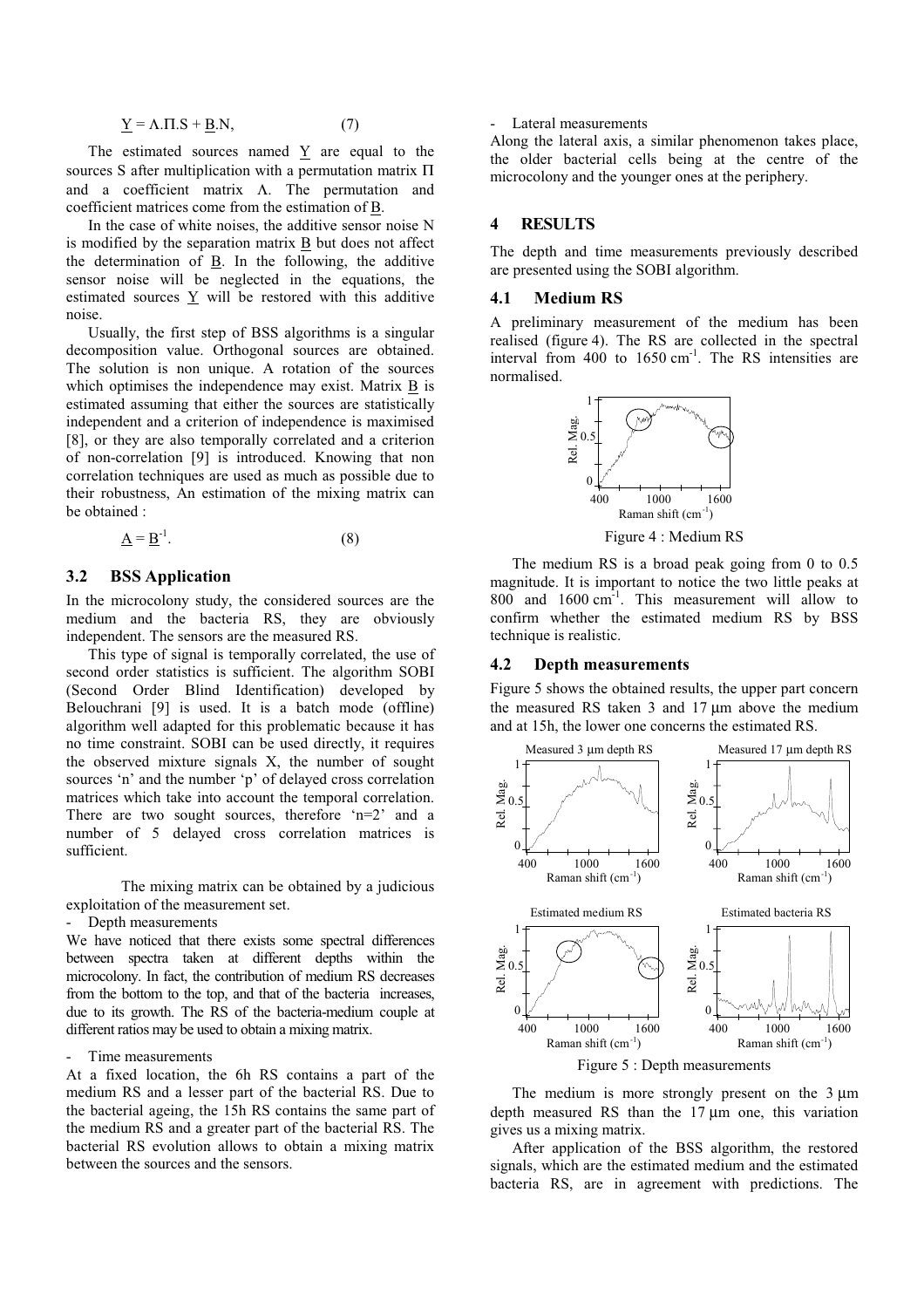$$\underline{Y} = \Lambda.\Pi.S + \underline{B}.N, \tag{7}$$

The estimated sources named $\underline{Y}$ are equal to the sources S after multiplication with a permutation matrix $\Pi$ and a coefficient matrix $\Lambda$. The permutation and coefficient matrices come from the estimation of $\underline{B}$.

In the case of white noises, the additive sensor noise N is modified by the separation matrix $\underline{B}$ but does not affect the determination of $\underline{B}$. In the following, the additive sensor noise will be neglected in the equations, the estimated sources $\underline{Y}$ will be restored with this additive noise.

Usually, the first step of BSS algorithms is a singular decomposition value. Orthogonal sources are obtained. The solution is non unique. A rotation of the sources which optimises the independence may exist. Matrix $\underline{B}$ is estimated assuming that either the sources are statistically independent and a criterion of independence is maximised [8], or they are also temporally correlated and a criterion of non-correlation [9] is introduced. Knowing that non correlation techniques are used as much as possible due to their robustness, An estimation of the mixing matrix can be obtained :

$$\underline{A} = \underline{B}^{-1}. \tag{8}$$

### 3.2 BSS Application

In the microcolony study, the considered sources are the medium and the bacteria RS, they are obviously independent. The sensors are the measured RS.

This type of signal is temporally correlated, the use of second order statistics is sufficient. The algorithm SOBI (Second Order Blind Identification) developed by Belouchrani [9] is used. It is a batch mode (offline) algorithm well adapted for this problematic because it has no time constraint. SOBI can be used directly, it requires the observed mixture signals X, the number of sought sources 'n' and the number 'p' of delayed cross correlation matrices which take into account the temporal correlation. There are two sought sources, therefore 'n=2' and a number of 5 delayed cross correlation matrices is sufficient.

The mixing matrix can be obtained by a judicious exploitation of the measurement set.

- Depth measurements

We have noticed that there exists some spectral differences between spectra taken at different depths within the microcolony. In fact, the contribution of medium RS decreases from the bottom to the top, and that of the bacteria increases, due to its growth. The RS of the bacteria-medium couple at different ratios may be used to obtain a mixing matrix.

- Time measurements

At a fixed location, the 6h RS contains a part of the medium RS and a lesser part of the bacterial RS. Due to the bacterial ageing, the 15h RS contains the same part of the medium RS and a greater part of the bacterial RS. The bacterial RS evolution allows to obtain a mixing matrix between the sources and the sensors.

- Lateral measurements

Along the lateral axis, a similar phenomenon takes place, the older bacterial cells being at the centre of the microcolony and the younger ones at the periphery.

## 4 RESULTS

The depth and time measurements previously described are presented using the SOBI algorithm.

### 4.1 Medium RS

A preliminary measurement of the medium has been realised (figure 4). The RS are collected in the spectral interval from 400 to 1650 $cm^{-1}$. The RS intensities are normalised.

Figure 4 : Medium RS

The medium RS is a broad peak going from 0 to 0.5 magnitude. It is important to notice the two little peaks at 800 and 1600 $cm^{-1}$. This measurement will allow to confirm whether the estimated medium RS by BSS technique is realistic.

### 4.2 Depth measurements

Figure 5 shows the obtained results, the upper part concern the measured RS taken 3 and 17 µm above the medium and at 15h, the lower one concerns the estimated RS.

Figure 5 : Depth measurements

The medium is more strongly present on the 3 µm depth measured RS than the 17 µm one, this variation gives us a mixing matrix.

After application of the BSS algorithm, the restored signals, which are the estimated medium and the estimated bacteria RS, are in agreement with predictions. The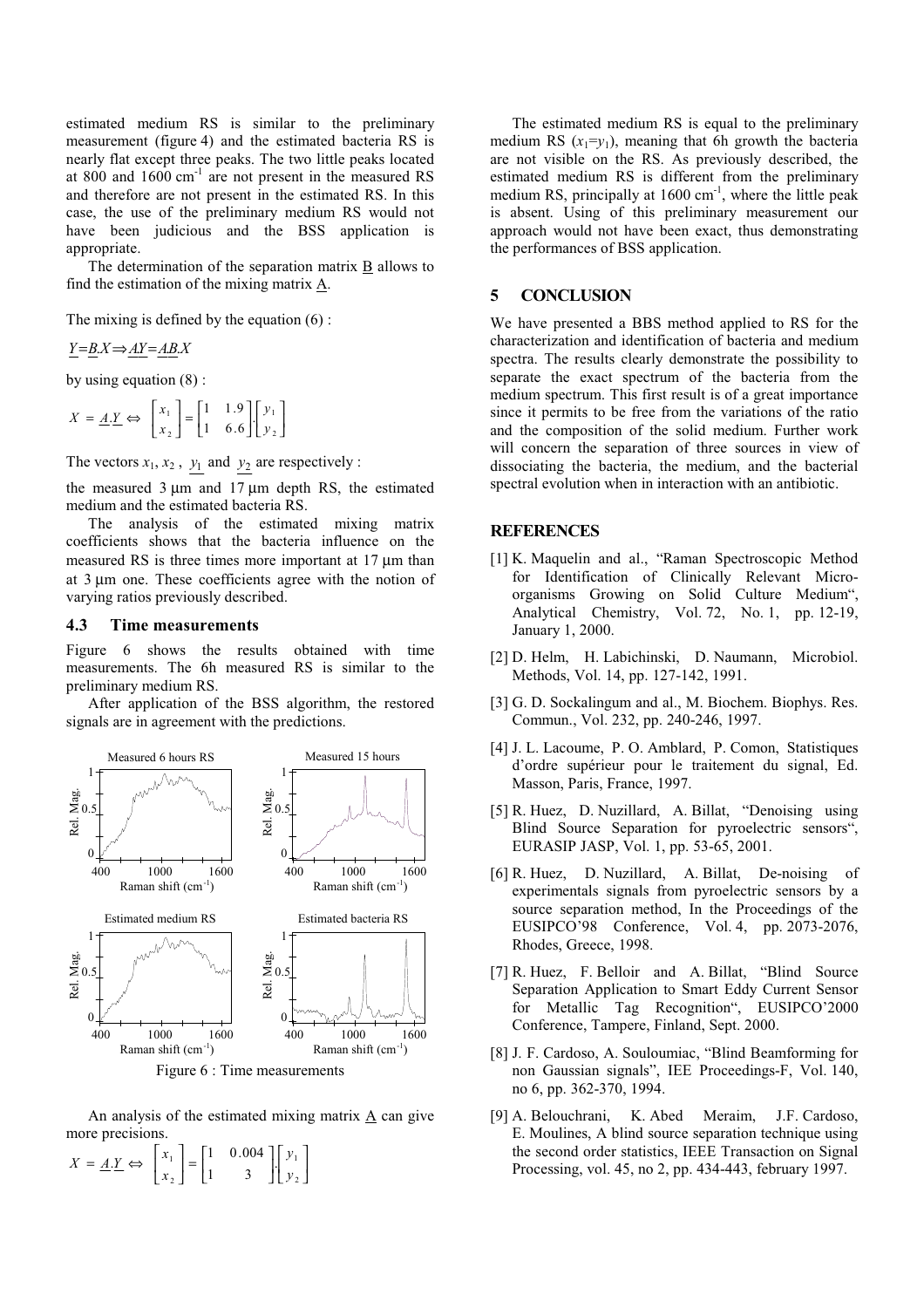estimated medium RS is similar to the preliminary measurement (figure 4) and the estimated bacteria RS is nearly flat except three peaks. The two little peaks located at 800 and 1600 $cm^{-1}$ are not present in the measured RS and therefore are not present in the estimated RS. In this case, the use of the preliminary medium RS would not have been judicious and the BSS application is appropriate.

The determination of the separation matrix $\underline{B}$ allows to find the estimation of the mixing matrix $\underline{A}$.

The mixing is defined by the equation (6) :

$$\underline{Y} = \underline{B}.X \Rightarrow \underline{A}\underline{Y} = \underline{A}\underline{B}.X$$

by using equation (8) :

$$X = \underline{A}.\underline{Y} \Leftrightarrow \begin{bmatrix} x_1 \\ x_2 \end{bmatrix} = \begin{bmatrix} 1 & 1.9 \\ 1 & 6.6 \end{bmatrix} . \begin{bmatrix} y_1 \\ y_2 \end{bmatrix}$$

The vectors $x_1$, $x_2$ , $\underline{y_1}$ and $\underline{y_2}$ are respectively :

the measured 3 µm and 17 µm depth RS, the estimated medium and the estimated bacteria RS.

The analysis of the estimated mixing matrix coefficients shows that the bacteria influence on the measured RS is three times more important at 17 µm than at 3 µm one. These coefficients agree with the notion of varying ratios previously described.

### 4.3 Time measurements

Figure 6 shows the results obtained with time measurements. The 6h measured RS is similar to the preliminary medium RS.

After application of the BSS algorithm, the restored signals are in agreement with the predictions.

Measured 6 hours RS
Measured 15 hours
Estimated medium RS
Estimated bacteria RS
Rel. Mag.
Raman shift ($cm^{-1}$)
1
0.5
0
400 1000 1600

Figure 6 : Time measurements

An analysis of the estimated mixing matrix $\underline{A}$ can give more precisions.

$$X = \underline{A}.\underline{Y} \Leftrightarrow \begin{bmatrix} x_1 \\ x_2 \end{bmatrix} = \begin{bmatrix} 1 & 0.004 \\ 1 & 3 \end{bmatrix} . \begin{bmatrix} y_1 \\ y_2 \end{bmatrix}$$

The estimated medium RS is equal to the preliminary medium RS ($x_1 = y_1$), meaning that 6h growth the bacteria are not visible on the RS. As previously described, the estimated medium RS is different from the preliminary medium RS, principally at 1600 $cm^{-1}$, where the little peak is absent. Using of this preliminary measurement our approach would not have been exact, thus demonstrating the performances of BSS application.

## 5 CONCLUSION

We have presented a BBS method applied to RS for the characterization and identification of bacteria and medium spectra. The results clearly demonstrate the possibility to separate the exact spectrum of the bacteria from the medium spectrum. This first result is of a great importance since it permits to be free from the variations of the ratio and the composition of the solid medium. Further work will concern the separation of three sources in view of dissociating the bacteria, the medium, and the bacterial spectral evolution when in interaction with an antibiotic.

## REFERENCES

[1] K. Maquelin and al., "Raman Spectroscopic Method for Identification of Clinically Relevant Micro-organisms Growing on Solid Culture Medium", Analytical Chemistry, Vol. 72, No. 1, pp. 12-19, January 1, 2000.

[2] D. Helm, H. Labichinski, D. Naumann, Microbiol. Methods, Vol. 14, pp. 127-142, 1991.

[3] G. D. Sockalingum and al., M. Biochem. Biophys. Res. Commun., Vol. 232, pp. 240-246, 1997.

[4] J. L. Lacoume, P. O. Amblard, P. Comon, Statistiques d'ordre supérieur pour le traitement du signal, Ed. Masson, Paris, France, 1997.

[5] R. Huez, D. Nuzillard, A. Billat, "Denoising using Blind Source Separation for pyroelectric sensors", EURASIP JASP, Vol. 1, pp. 53-65, 2001.

[6] R. Huez, D. Nuzillard, A. Billat, De-noising of experimentals signals from pyroelectric sensors by a source separation method, In the Proceedings of the EUSIPCO'98 Conference, Vol. 4, pp. 2073-2076, Rhodes, Greece, 1998.

[7] R. Huez, F. Belloir and A. Billat, "Blind Source Separation Application to Smart Eddy Current Sensor for Metallic Tag Recognition", EUSIPCO'2000 Conference, Tampere, Finland, Sept. 2000.

[8] J. F. Cardoso, A. Souloumiac, "Blind Beamforming for non Gaussian signals", IEE Proceedings-F, Vol. 140, no 6, pp. 362-370, 1994.

[9] A. Belouchrani, K. Abed Meraim, J.F. Cardoso, E. Moulines, A blind source separation technique using the second order statistics, IEEE Transaction on Signal Processing, vol. 45, no 2, pp. 434-443, february 1997.